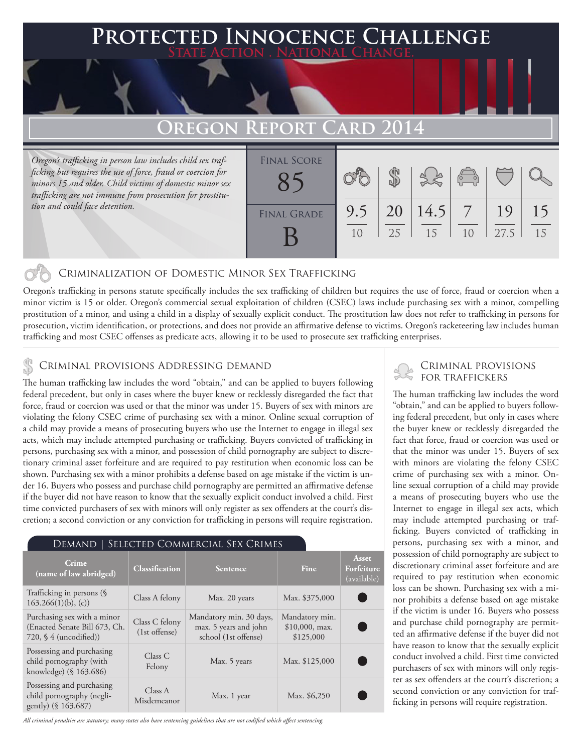# Protected Innocence Challenge

State Action . National Change.

## Oregon Report Card 2014

*Oregon's trafficking in person law includes child sex trafficking but requires the use of force, fraud or coercion for minors 15 and older. Child victims of domestic minor sex trafficking are not immune from prosecution for prostitution and could face detention.*

| Final Score | Final Grade |
|---|---|
| 85 | B |

| Criminalization of Domestic Minor Sex Trafficking | Criminal Provisions Addressing Demand | Criminal Provisions for Traffickers | Criminal Provisions for Facilitators | Protective Provisions for the Child Victims | Criminal Justice Tools for Investigation and Prosecutions |
|---|---|---|---|---|---|
| 9.5/10 | 20/25 | 14.5/15 | 7/10 | 19/27.5 | 15/15 |

### Criminalization of Domestic Minor Sex Trafficking

Oregon's trafficking in persons statute specifically includes the sex trafficking of children but requires the use of force, fraud or coercion when a minor victim is 15 or older. Oregon's commercial sexual exploitation of children (CSEC) laws include purchasing sex with a minor, compelling prostitution of a minor, and using a child in a display of sexually explicit conduct. The prostitution law does not refer to trafficking in persons for prosecution, victim identification, or protections, and does not provide an affirmative defense to victims. Oregon's racketeering law includes human trafficking and most CSEC offenses as predicate acts, allowing it to be used to prosecute sex trafficking enterprises.

### Criminal provisions Addressing demand

The human trafficking law includes the word "obtain," and can be applied to buyers following federal precedent, but only in cases where the buyer knew or recklessly disregarded the fact that force, fraud or coercion was used or that the minor was under 15. Buyers of sex with minors are violating the felony CSEC crime of purchasing sex with a minor. Online sexual corruption of a child may provide a means of prosecuting buyers who use the Internet to engage in illegal sex acts, which may include attempted purchasing or trafficking. Buyers convicted of trafficking in persons, purchasing sex with a minor, and possession of child pornography are subject to discretionary criminal asset forfeiture and are required to pay restitution when economic loss can be shown. Purchasing sex with a minor prohibits a defense based on age mistake if the victim is under 16. Buyers who possess and purchase child pornography are permitted an affirmative defense if the buyer did not have reason to know that the sexually explicit conduct involved a child. First time convicted purchasers of sex with minors will only register as sex offenders at the court's discretion; a second conviction or any conviction for trafficking in persons will require registration.

#### Demand | Selected Commercial Sex Crimes

| Crime (name of law abridged) | Classification | Sentence | Fine | Asset Forfeiture (available) |
|---|---|---|---|---|
| Trafficking in persons (§ 163.266(1)(b), (c)) | Class A felony | Max. 20 years | Max. $375,000 | ● |
| Purchasing sex with a minor (Enacted Senate Bill 673, Ch. 720, § 4 (uncodified)) | Class C felony (1st offense) | Mandatory min. 30 days, max. 5 years and john school (1st offense) | Mandatory min. $10,000, max. $125,000 | ● |
| Possessing and purchasing child pornography (with knowledge) (§ 163.686) | Class C Felony | Max. 5 years | Max. $125,000 | ● |
| Possessing and purchasing child pornography (negligently) (§ 163.687) | Class A Misdemeanor | Max. 1 year | Max. $6,250 | ● |

*All criminal penalties are statutory; many states also have sentencing guidelines that are not codified which affect sentencing.*

### Criminal provisions for traffickers

The human trafficking law includes the word "obtain," and can be applied to buyers following federal precedent, but only in cases where the buyer knew or recklessly disregarded the fact that force, fraud or coercion was used or that the minor was under 15. Buyers of sex with minors are violating the felony CSEC crime of purchasing sex with a minor. Online sexual corruption of a child may provide a means of prosecuting buyers who use the Internet to engage in illegal sex acts, which may include attempted purchasing or trafficking. Buyers convicted of trafficking in persons, purchasing sex with a minor, and possession of child pornography are subject to discretionary criminal asset forfeiture and are required to pay restitution when economic loss can be shown. Purchasing sex with a minor prohibits a defense based on age mistake if the victim is under 16. Buyers who possess and purchase child pornography are permitted an affirmative defense if the buyer did not have reason to know that the sexually explicit conduct involved a child. First time convicted purchasers of sex with minors will only register as sex offenders at the court's discretion; a second conviction or any conviction for trafficking in persons will require registration.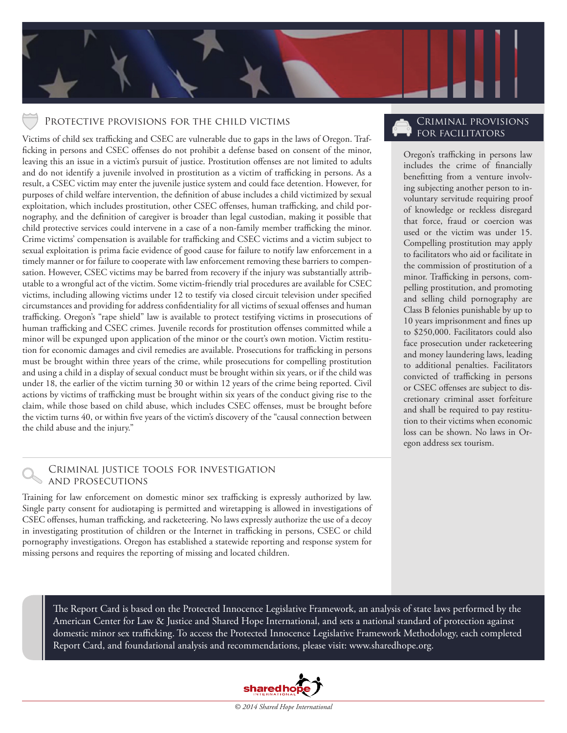## Protective provisions for the child victims

Victims of child sex trafficking and CSEC are vulnerable due to gaps in the laws of Oregon. Trafficking in persons and CSEC offenses do not prohibit a defense based on consent of the minor, leaving this an issue in a victim's pursuit of justice. Prostitution offenses are not limited to adults and do not identify a juvenile involved in prostitution as a victim of trafficking in persons. As a result, a CSEC victim may enter the juvenile justice system and could face detention. However, for purposes of child welfare intervention, the definition of abuse includes a child victimized by sexual exploitation, which includes prostitution, other CSEC offenses, human trafficking, and child pornography, and the definition of caregiver is broader than legal custodian, making it possible that child protective services could intervene in a case of a non-family member trafficking the minor. Crime victims' compensation is available for trafficking and CSEC victims and a victim subject to sexual exploitation is prima facie evidence of good cause for failure to notify law enforcement in a timely manner or for failure to cooperate with law enforcement removing these barriers to compensation. However, CSEC victims may be barred from recovery if the injury was substantially attributable to a wrongful act of the victim. Some victim-friendly trial procedures are available for CSEC victims, including allowing victims under 12 to testify via closed circuit television under specified circumstances and providing for address confidentiality for all victims of sexual offenses and human trafficking. Oregon's "rape shield" law is available to protect testifying victims in prosecutions of human trafficking and CSEC crimes. Juvenile records for prostitution offenses committed while a minor will be expunged upon application of the minor or the court's own motion. Victim restitution for economic damages and civil remedies are available. Prosecutions for trafficking in persons must be brought within three years of the crime, while prosecutions for compelling prostitution and using a child in a display of sexual conduct must be brought within six years, or if the child was under 18, the earlier of the victim turning 30 or within 12 years of the crime being reported. Civil actions by victims of trafficking must be brought within six years of the conduct giving rise to the claim, while those based on child abuse, which includes CSEC offenses, must be brought before the victim turns 40, or within five years of the victim's discovery of the "causal connection between the child abuse and the injury."

## Criminal justice tools for investigation and prosecutions

Training for law enforcement on domestic minor sex trafficking is expressly authorized by law. Single party consent for audiotaping is permitted and wiretapping is allowed in investigations of CSEC offenses, human trafficking, and racketeering. No laws expressly authorize the use of a decoy in investigating prostitution of children or the Internet in trafficking in persons, CSEC or child pornography investigations. Oregon has established a statewide reporting and response system for missing persons and requires the reporting of missing and located children.

## Criminal provisions for facilitators

Oregon's trafficking in persons law includes the crime of financially benefitting from a venture involving subjecting another person to involuntary servitude requiring proof of knowledge or reckless disregard that force, fraud or coercion was used or the victim was under 15. Compelling prostitution may apply to facilitators who aid or facilitate in the commission of prostitution of a minor. Trafficking in persons, compelling prostitution, and promoting and selling child pornography are Class B felonies punishable by up to 10 years imprisonment and fines up to $250,000. Facilitators could also face prosecution under racketeering and money laundering laws, leading to additional penalties. Facilitators convicted of trafficking in persons or CSEC offenses are subject to discretionary criminal asset forfeiture and shall be required to pay restitution to their victims when economic loss can be shown. No laws in Oregon address sex tourism.

The Report Card is based on the Protected Innocence Legislative Framework, an analysis of state laws performed by the American Center for Law & Justice and Shared Hope International, and sets a national standard of protection against domestic minor sex trafficking. To access the Protected Innocence Legislative Framework Methodology, each completed Report Card, and foundational analysis and recommendations, please visit: www.sharedhope.org.

shared hope INTERNATIONAL

*© 2014 Shared Hope International*